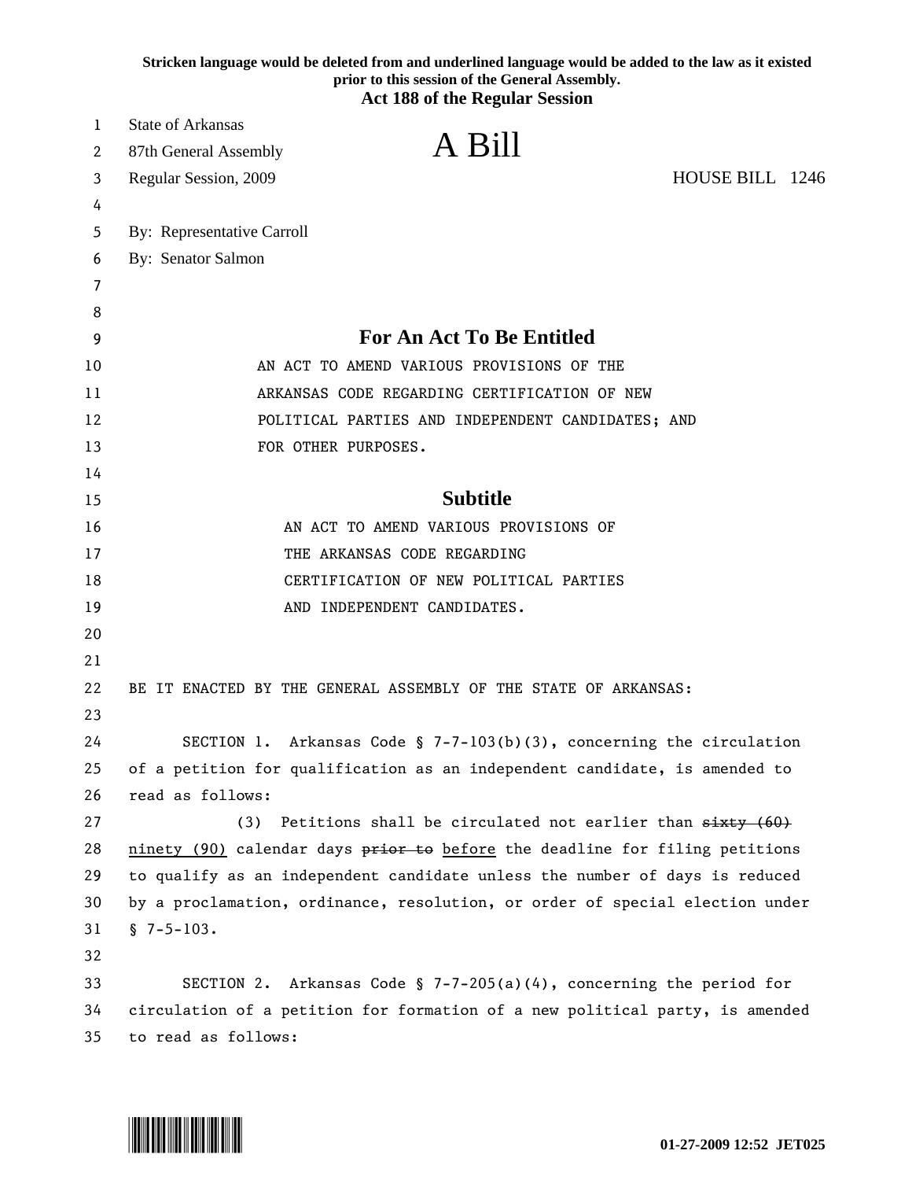Stricken language would be deleted from and underlined language would be added to the law as it existed prior to this session of the General Assembly.

**Act 188 of the Regular Session**

State of Arkansas
87th General Assembly
Regular Session, 2009

# A Bill

HOUSE BILL 1246

By: Representative Carroll
By: Senator Salmon

## For An Act To Be Entitled

AN ACT TO AMEND VARIOUS PROVISIONS OF THE ARKANSAS CODE REGARDING CERTIFICATION OF NEW POLITICAL PARTIES AND INDEPENDENT CANDIDATES; AND FOR OTHER PURPOSES.

## Subtitle

AN ACT TO AMEND VARIOUS PROVISIONS OF THE ARKANSAS CODE REGARDING CERTIFICATION OF NEW POLITICAL PARTIES AND INDEPENDENT CANDIDATES.

BE IT ENACTED BY THE GENERAL ASSEMBLY OF THE STATE OF ARKANSAS:

SECTION 1. Arkansas Code § 7-7-103(b)(3), concerning the circulation of a petition for qualification as an independent candidate, is amended to read as follows:

(3) Petitions shall be circulated not earlier than ~~sixty (60)~~ <u>ninety (90)</u> calendar days ~~prior to~~ <u>before</u> the deadline for filing petitions to qualify as an independent candidate unless the number of days is reduced by a proclamation, ordinance, resolution, or order of special election under § 7-5-103.

SECTION 2. Arkansas Code § 7-7-205(a)(4), concerning the period for circulation of a petition for formation of a new political party, is amended to read as follows: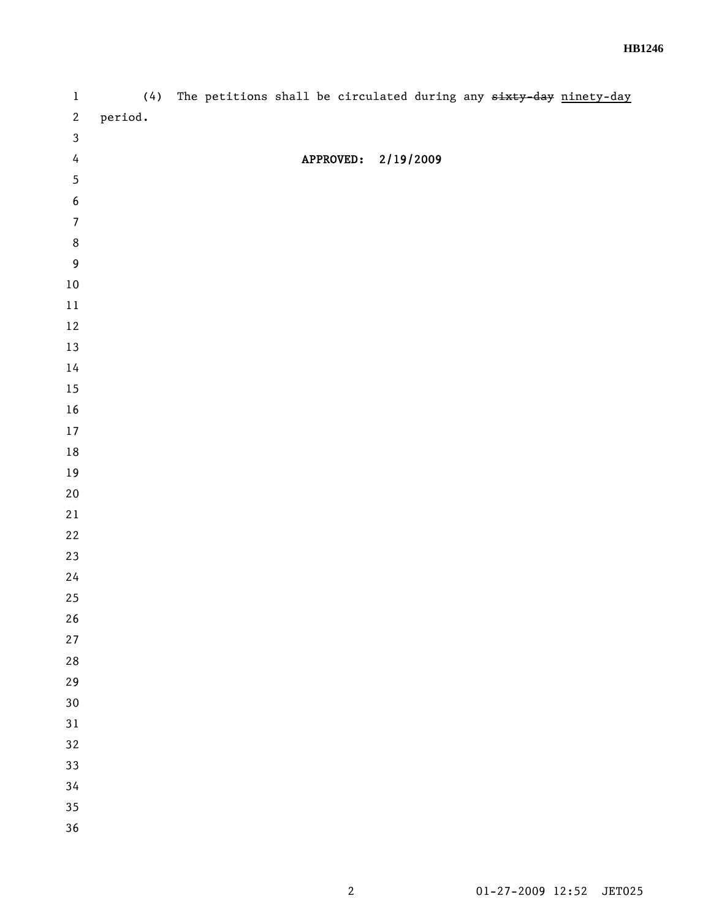(4) The petitions shall be circulated during any ~~sixty-day~~ <u>ninety-day</u> period.

**APPROVED: 2/19/2009**